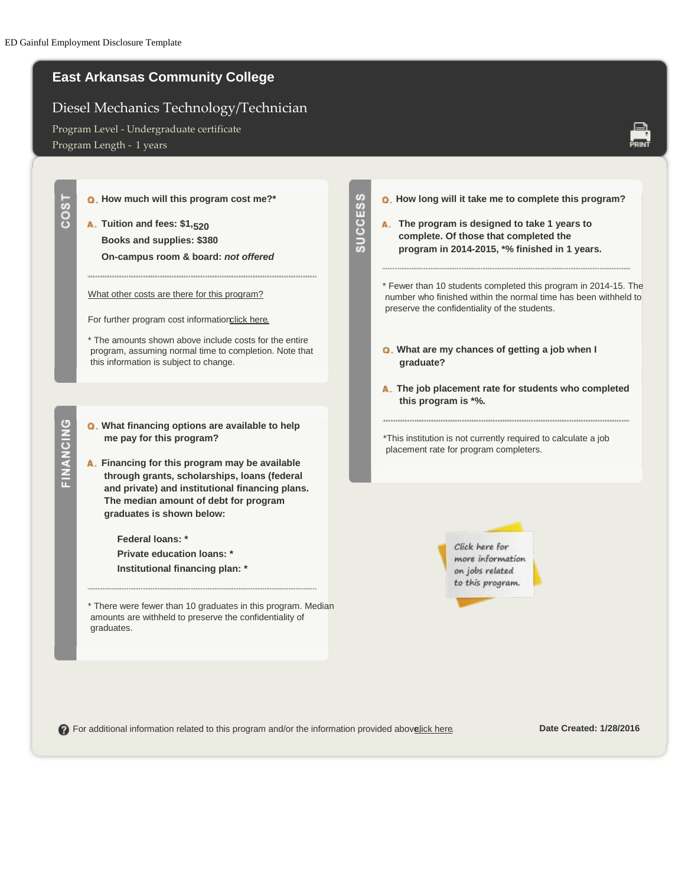ED Gainful Employment Disclosure Template

# East Arkansas Community College

## Diesel Mechanics Technology/Technician

Program Level - Undergraduate certificate

Program Length - 1 years

PRINT

### COST

**Q. How much will this program cost me?***

**A. Tuition and fees: $1,520**

**Books and supplies: $380**

**On-campus room & board:** ***not offered***

What other costs are there for this program?

For further program cost information click here.

* The amounts shown above include costs for the entire program, assuming normal time to completion. Note that this information is subject to change.

### FINANCING

**Q. What financing options are available to help me pay for this program?**

**A. Financing for this program may be available through grants, scholarships, loans (federal and private) and institutional financing plans. The median amount of debt for program graduates is shown below:**

**Federal loans: ***

**Private education loans: ***

**Institutional financing plan: ***

* There were fewer than 10 graduates in this program. Median amounts are withheld to preserve the confidentiality of graduates.

### SUCCESS

**Q. How long will it take me to complete this program?**

**A. The program is designed to take 1 years to complete. Of those that completed the program in 2014-2015, *% finished in 1 years.**

* Fewer than 10 students completed this program in 2014-15. The number who finished within the normal time has been withheld to preserve the confidentiality of the students.

**Q. What are my chances of getting a job when I graduate?**

**A. The job placement rate for students who completed this program is *%.**

*This institution is not currently required to calculate a job placement rate for program completers.

Click here for more information on jobs related to this program.

For additional information related to this program and/or the information provided above click here.

**Date Created: 1/28/2016**